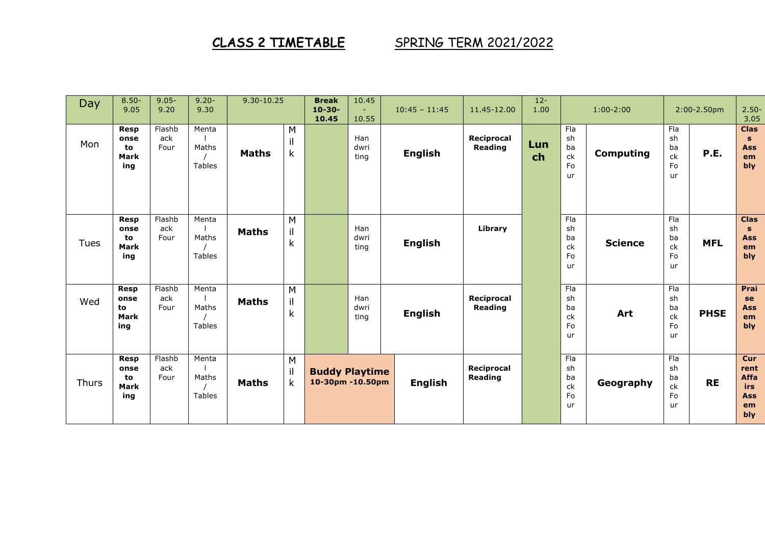# CLASS 2 TIMETABLE SPRING TERM 2021/2022

| Day | 8.50-9.05 | 9.05-9.20 | 9.20-9.30 | 9.30-10.25 | | Break 10-30-10.45 | 10.45 - 10.55 | 10:45 – 11:45 | 11.45-12.00 | 12-1.00 | 1:00-2:00 | | 2:00-2.50pm | | 2.50-3.05 |
|---|---|---|---|---|---|---|---|---|---|---|---|---|---|---|---|
| Mon | **Response to Marking** | Flashback Four | Mental Maths / Tables | **Maths** | Milk | | Handwriting | **English** | **Reciprocal Reading** | **Lunch** | Flashback Four | **Computing** | Flashback Four | **P.E.** | **Class Assembly** |
| Tues | **Response to Marking** | Flashback Four | Mental Maths / Tables | **Maths** | Milk | | Handwriting | **English** | **Library** | | Flashback Four | **Science** | Flashback Four | **MFL** | **Class Assembly** |
| Wed | **Response to Marking** | Flashback Four | Mental Maths / Tables | **Maths** | Milk | | Handwriting | **English** | **Reciprocal Reading** | | Flashback Four | **Art** | Flashback Four | **PHSE** | **Praise Assembly** |
| Thurs | **Response to Marking** | Flashback Four | Mental Maths / Tables | **Maths** | Milk | **Buddy Playtime 10-30pm -10.50pm** | | **English** | **Reciprocal Reading** | | Flashback Four | **Geography** | Flashback Four | **RE** | **Current Affairs Assembly** |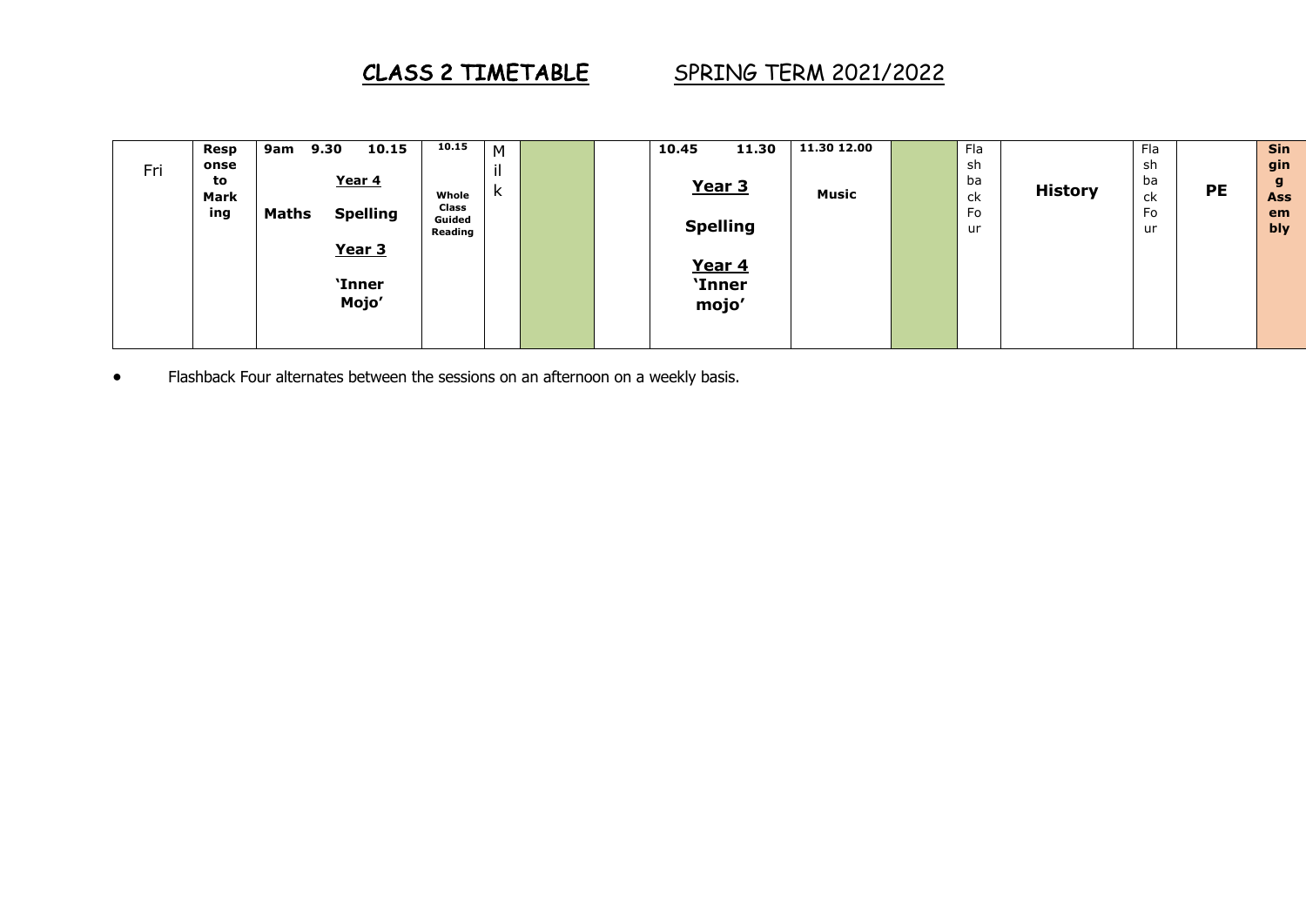# CLASS 2 TIMETABLE SPRING TERM 2021/2022

| | | | | | | | | | | | | | | |
|---|---|---|---|---|---|---|---|---|---|---|---|---|---|---|
| Fri | **Response to Marking** | **9am** **Maths** | **9.30 10.15** **Year 4** **Spelling** **Year 3** **'Inner Mojo'** | **10.15** **Whole Class Guided Reading** | Milk | | | **10.45 11.30** **Year 3** **Spelling** **Year 4** **'Inner mojo'** | **11.30 12.00** **Music** | | Flashback Four | **History** | Flashback Four | **PE** | **Singing Assembly** |

- Flashback Four alternates between the sessions on an afternoon on a weekly basis.